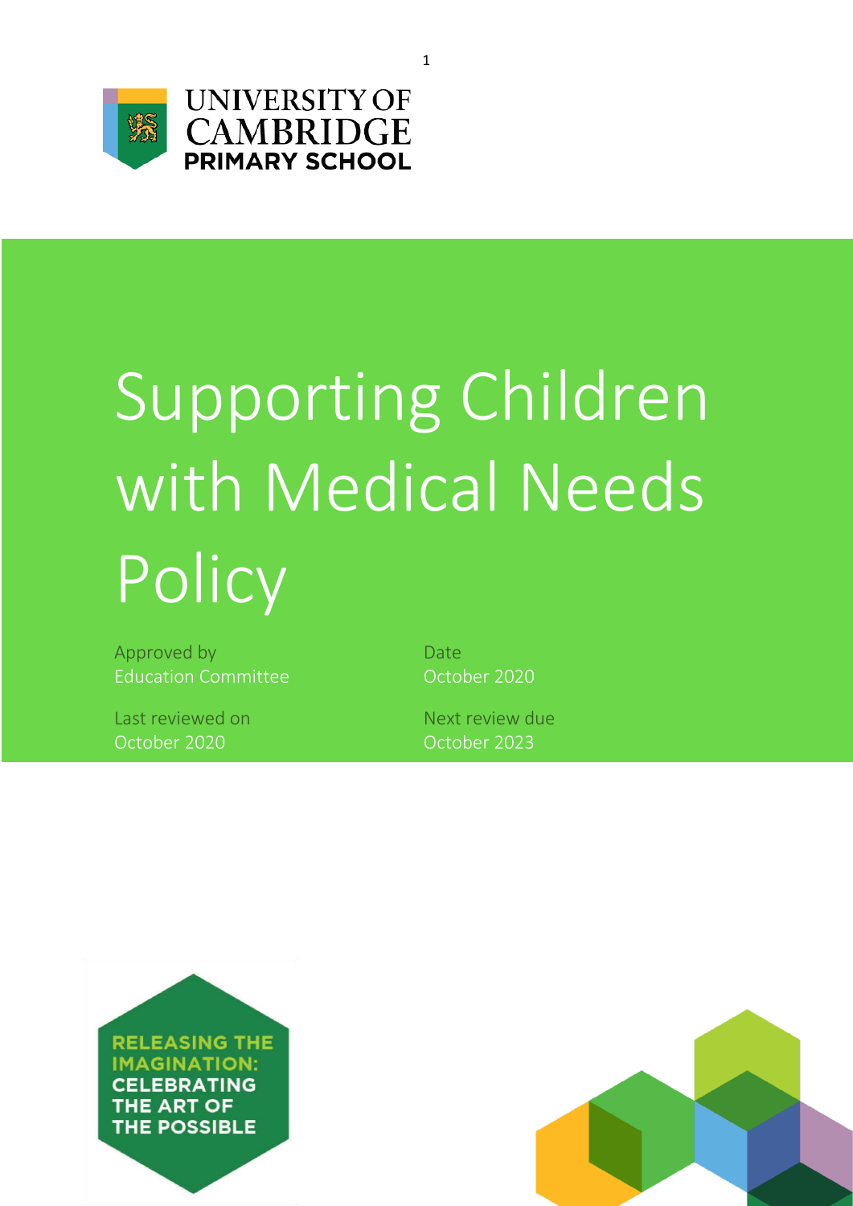UNIVERSITY OF CAMBRIDGE PRIMARY SCHOOL

# Supporting Children with Medical Needs Policy

| Approved by | Date |
| --- | --- |
| Education Committee | October 2020 |
| **Last reviewed on** | **Next review due** |
| October 2020 | October 2023 |

RELEASING THE IMAGINATION: CELEBRATING THE ART OF THE POSSIBLE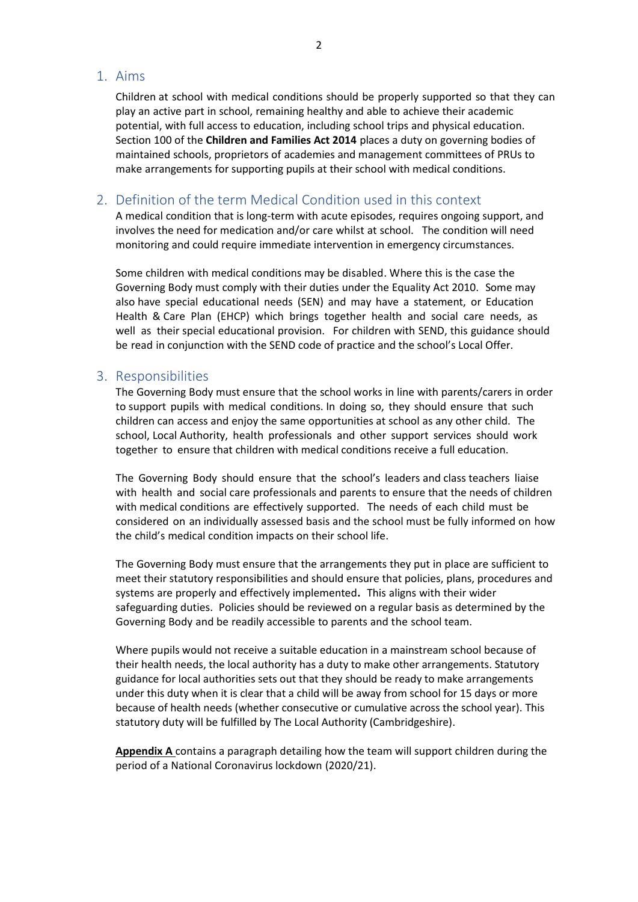## 1. Aims

Children at school with medical conditions should be properly supported so that they can play an active part in school, remaining healthy and able to achieve their academic potential, with full access to education, including school trips and physical education. Section 100 of the **Children and Families Act 2014** places a duty on governing bodies of maintained schools, proprietors of academies and management committees of PRUs to make arrangements for supporting pupils at their school with medical conditions.

## 2. Definition of the term Medical Condition used in this context

A medical condition that is long-term with acute episodes, requires ongoing support, and involves the need for medication and/or care whilst at school. The condition will need monitoring and could require immediate intervention in emergency circumstances.

Some children with medical conditions may be disabled. Where this is the case the Governing Body must comply with their duties under the Equality Act 2010. Some may also have special educational needs (SEN) and may have a statement, or Education Health & Care Plan (EHCP) which brings together health and social care needs, as well as their special educational provision. For children with SEND, this guidance should be read in conjunction with the SEND code of practice and the school's Local Offer.

## 3. Responsibilities

The Governing Body must ensure that the school works in line with parents/carers in order to support pupils with medical conditions. In doing so, they should ensure that such children can access and enjoy the same opportunities at school as any other child. The school, Local Authority, health professionals and other support services should work together to ensure that children with medical conditions receive a full education.

The Governing Body should ensure that the school's leaders and class teachers liaise with health and social care professionals and parents to ensure that the needs of children with medical conditions are effectively supported. The needs of each child must be considered on an individually assessed basis and the school must be fully informed on how the child's medical condition impacts on their school life.

The Governing Body must ensure that the arrangements they put in place are sufficient to meet their statutory responsibilities and should ensure that policies, plans, procedures and systems are properly and effectively implemented**.** This aligns with their wider safeguarding duties. Policies should be reviewed on a regular basis as determined by the Governing Body and be readily accessible to parents and the school team.

Where pupils would not receive a suitable education in a mainstream school because of their health needs, the local authority has a duty to make other arrangements. Statutory guidance for local authorities sets out that they should be ready to make arrangements under this duty when it is clear that a child will be away from school for 15 days or more because of health needs (whether consecutive or cumulative across the school year). This statutory duty will be fulfilled by The Local Authority (Cambridgeshire).

**Appendix A** contains a paragraph detailing how the team will support children during the period of a National Coronavirus lockdown (2020/21).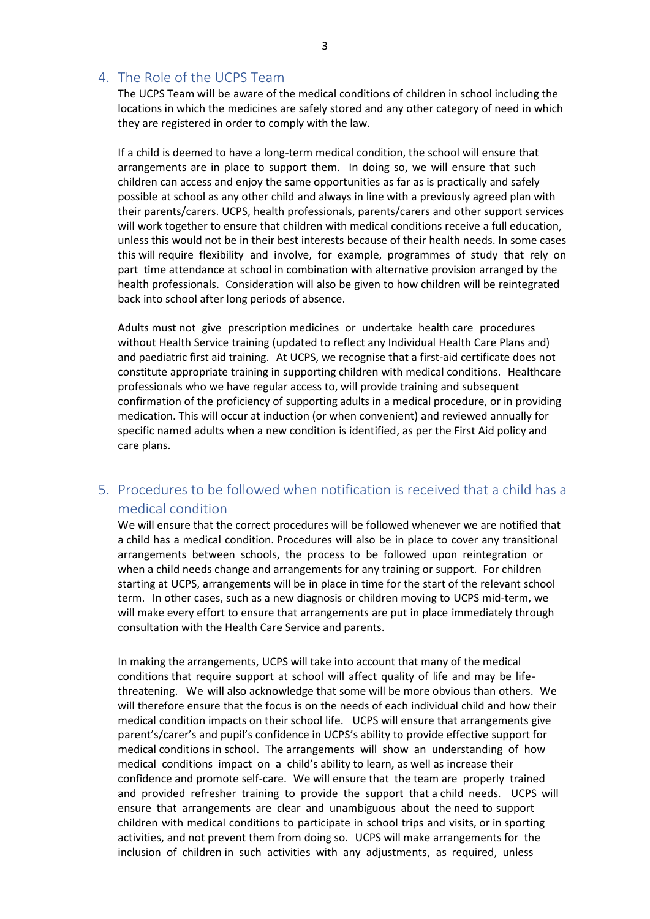## 4. The Role of the UCPS Team

The UCPS Team will be aware of the medical conditions of children in school including the locations in which the medicines are safely stored and any other category of need in which they are registered in order to comply with the law.

If a child is deemed to have a long-term medical condition, the school will ensure that arrangements are in place to support them. In doing so, we will ensure that such children can access and enjoy the same opportunities as far as is practically and safely possible at school as any other child and always in line with a previously agreed plan with their parents/carers. UCPS, health professionals, parents/carers and other support services will work together to ensure that children with medical conditions receive a full education, unless this would not be in their best interests because of their health needs. In some cases this will require flexibility and involve, for example, programmes of study that rely on part time attendance at school in combination with alternative provision arranged by the health professionals. Consideration will also be given to how children will be reintegrated back into school after long periods of absence.

Adults must not give prescription medicines or undertake health care procedures without Health Service training (updated to reflect any Individual Health Care Plans and) and paediatric first aid training. At UCPS, we recognise that a first-aid certificate does not constitute appropriate training in supporting children with medical conditions. Healthcare professionals who we have regular access to, will provide training and subsequent confirmation of the proficiency of supporting adults in a medical procedure, or in providing medication. This will occur at induction (or when convenient) and reviewed annually for specific named adults when a new condition is identified, as per the First Aid policy and care plans.

## 5. Procedures to be followed when notification is received that a child has a medical condition

We will ensure that the correct procedures will be followed whenever we are notified that a child has a medical condition. Procedures will also be in place to cover any transitional arrangements between schools, the process to be followed upon reintegration or when a child needs change and arrangements for any training or support. For children starting at UCPS, arrangements will be in place in time for the start of the relevant school term. In other cases, such as a new diagnosis or children moving to UCPS mid-term, we will make every effort to ensure that arrangements are put in place immediately through consultation with the Health Care Service and parents.

In making the arrangements, UCPS will take into account that many of the medical conditions that require support at school will affect quality of life and may be life-threatening. We will also acknowledge that some will be more obvious than others. We will therefore ensure that the focus is on the needs of each individual child and how their medical condition impacts on their school life. UCPS will ensure that arrangements give parent's/carer's and pupil's confidence in UCPS's ability to provide effective support for medical conditions in school. The arrangements will show an understanding of how medical conditions impact on a child's ability to learn, as well as increase their confidence and promote self-care. We will ensure that the team are properly trained and provided refresher training to provide the support that a child needs. UCPS will ensure that arrangements are clear and unambiguous about the need to support children with medical conditions to participate in school trips and visits, or in sporting activities, and not prevent them from doing so. UCPS will make arrangements for the inclusion of children in such activities with any adjustments, as required, unless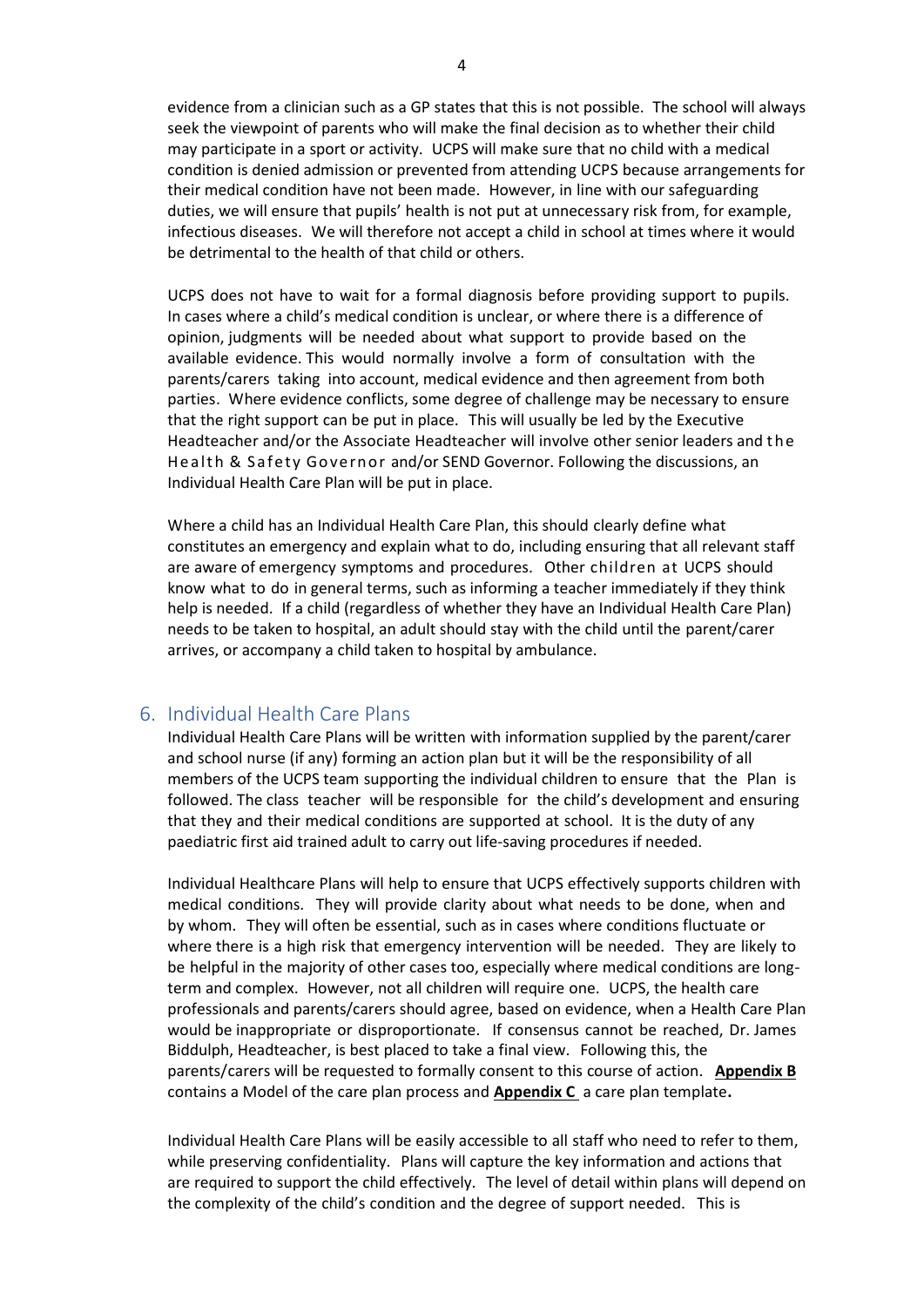evidence from a clinician such as a GP states that this is not possible. The school will always seek the viewpoint of parents who will make the final decision as to whether their child may participate in a sport or activity. UCPS will make sure that no child with a medical condition is denied admission or prevented from attending UCPS because arrangements for their medical condition have not been made. However, in line with our safeguarding duties, we will ensure that pupils' health is not put at unnecessary risk from, for example, infectious diseases. We will therefore not accept a child in school at times where it would be detrimental to the health of that child or others.

UCPS does not have to wait for a formal diagnosis before providing support to pupils. In cases where a child's medical condition is unclear, or where there is a difference of opinion, judgments will be needed about what support to provide based on the available evidence. This would normally involve a form of consultation with the parents/carers taking into account, medical evidence and then agreement from both parties. Where evidence conflicts, some degree of challenge may be necessary to ensure that the right support can be put in place. This will usually be led by the Executive Headteacher and/or the Associate Headteacher will involve other senior leaders and the Health & Safety Governor and/or SEND Governor. Following the discussions, an Individual Health Care Plan will be put in place.

Where a child has an Individual Health Care Plan, this should clearly define what constitutes an emergency and explain what to do, including ensuring that all relevant staff are aware of emergency symptoms and procedures. Other children at UCPS should know what to do in general terms, such as informing a teacher immediately if they think help is needed. If a child (regardless of whether they have an Individual Health Care Plan) needs to be taken to hospital, an adult should stay with the child until the parent/carer arrives, or accompany a child taken to hospital by ambulance.

## 6. Individual Health Care Plans

Individual Health Care Plans will be written with information supplied by the parent/carer and school nurse (if any) forming an action plan but it will be the responsibility of all members of the UCPS team supporting the individual children to ensure that the Plan is followed. The class teacher will be responsible for the child's development and ensuring that they and their medical conditions are supported at school. It is the duty of any paediatric first aid trained adult to carry out life-saving procedures if needed.

Individual Healthcare Plans will help to ensure that UCPS effectively supports children with medical conditions. They will provide clarity about what needs to be done, when and by whom. They will often be essential, such as in cases where conditions fluctuate or where there is a high risk that emergency intervention will be needed. They are likely to be helpful in the majority of other cases too, especially where medical conditions are long-term and complex. However, not all children will require one. UCPS, the health care professionals and parents/carers should agree, based on evidence, when a Health Care Plan would be inappropriate or disproportionate. If consensus cannot be reached, Dr. James Biddulph, Headteacher, is best placed to take a final view. Following this, the parents/carers will be requested to formally consent to this course of action. **Appendix B** contains a Model of the care plan process and **Appendix C** a care plan template**.**

Individual Health Care Plans will be easily accessible to all staff who need to refer to them, while preserving confidentiality. Plans will capture the key information and actions that are required to support the child effectively. The level of detail within plans will depend on the complexity of the child's condition and the degree of support needed. This is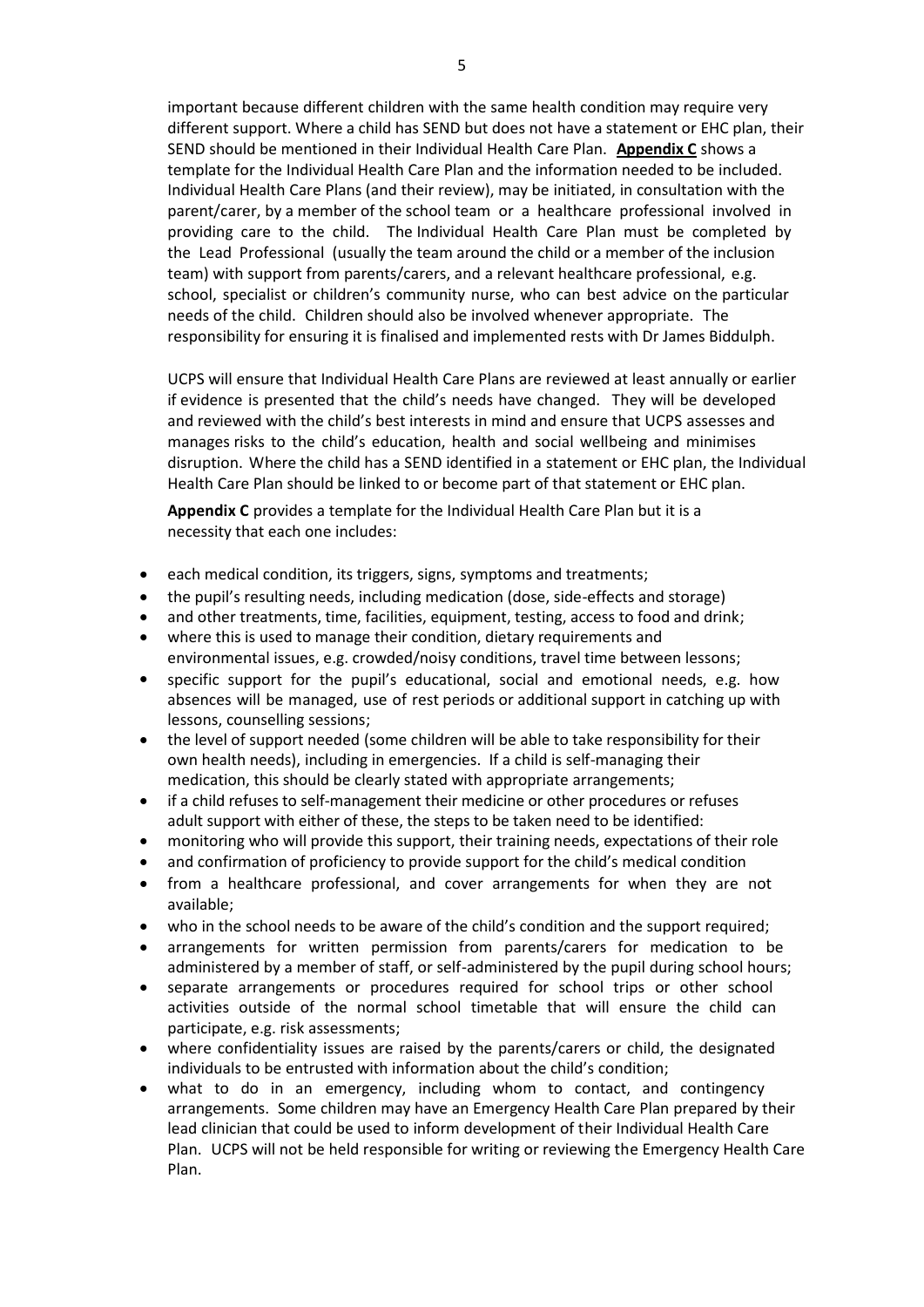important because different children with the same health condition may require very different support. Where a child has SEND but does not have a statement or EHC plan, their SEND should be mentioned in their Individual Health Care Plan. **Appendix C** shows a template for the Individual Health Care Plan and the information needed to be included. Individual Health Care Plans (and their review), may be initiated, in consultation with the parent/carer, by a member of the school team or a healthcare professional involved in providing care to the child. The Individual Health Care Plan must be completed by the Lead Professional (usually the team around the child or a member of the inclusion team) with support from parents/carers, and a relevant healthcare professional, e.g. school, specialist or children's community nurse, who can best advice on the particular needs of the child. Children should also be involved whenever appropriate. The responsibility for ensuring it is finalised and implemented rests with Dr James Biddulph.

UCPS will ensure that Individual Health Care Plans are reviewed at least annually or earlier if evidence is presented that the child's needs have changed. They will be developed and reviewed with the child's best interests in mind and ensure that UCPS assesses and manages risks to the child's education, health and social wellbeing and minimises disruption. Where the child has a SEND identified in a statement or EHC plan, the Individual Health Care Plan should be linked to or become part of that statement or EHC plan.

**Appendix C** provides a template for the Individual Health Care Plan but it is a necessity that each one includes:

- each medical condition, its triggers, signs, symptoms and treatments;
- the pupil's resulting needs, including medication (dose, side-effects and storage)
- and other treatments, time, facilities, equipment, testing, access to food and drink;
- where this is used to manage their condition, dietary requirements and environmental issues, e.g. crowded/noisy conditions, travel time between lessons;
- specific support for the pupil's educational, social and emotional needs, e.g. how absences will be managed, use of rest periods or additional support in catching up with lessons, counselling sessions;
- the level of support needed (some children will be able to take responsibility for their own health needs), including in emergencies. If a child is self-managing their medication, this should be clearly stated with appropriate arrangements;
- if a child refuses to self-management their medicine or other procedures or refuses adult support with either of these, the steps to be taken need to be identified:
- monitoring who will provide this support, their training needs, expectations of their role
- and confirmation of proficiency to provide support for the child's medical condition
- from a healthcare professional, and cover arrangements for when they are not available;
- who in the school needs to be aware of the child's condition and the support required;
- arrangements for written permission from parents/carers for medication to be administered by a member of staff, or self-administered by the pupil during school hours;
- separate arrangements or procedures required for school trips or other school activities outside of the normal school timetable that will ensure the child can participate, e.g. risk assessments;
- where confidentiality issues are raised by the parents/carers or child, the designated individuals to be entrusted with information about the child's condition;
- what to do in an emergency, including whom to contact, and contingency arrangements. Some children may have an Emergency Health Care Plan prepared by their lead clinician that could be used to inform development of their Individual Health Care Plan. UCPS will not be held responsible for writing or reviewing the Emergency Health Care Plan.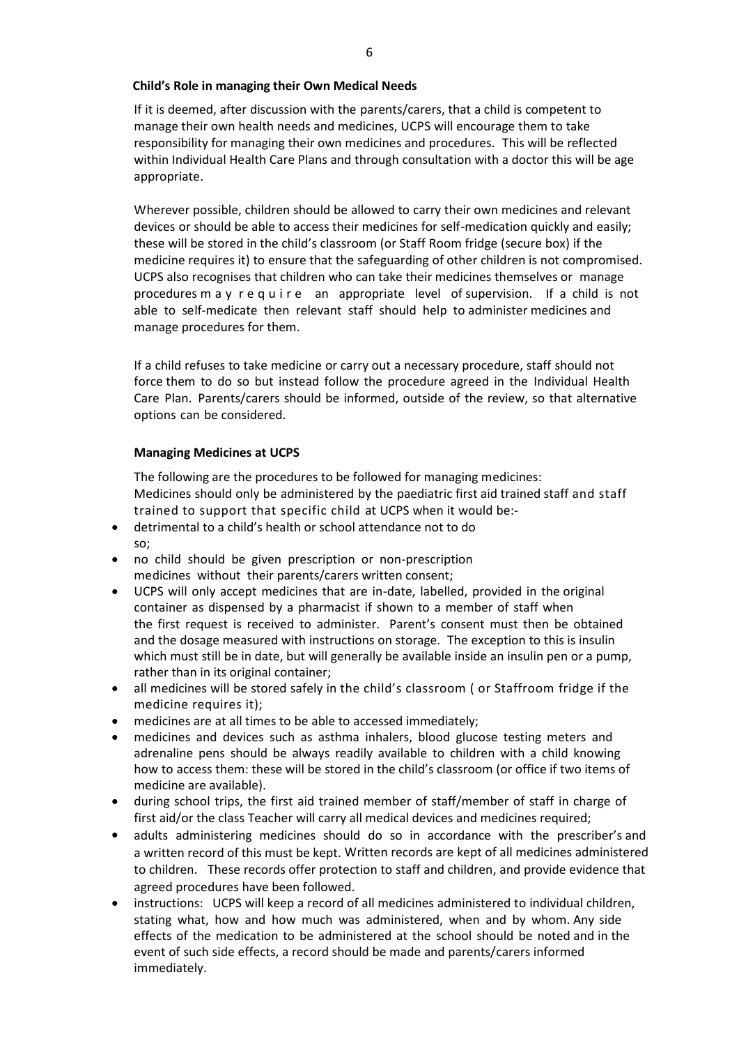### Child's Role in managing their Own Medical Needs

If it is deemed, after discussion with the parents/carers, that a child is competent to manage their own health needs and medicines, UCPS will encourage them to take responsibility for managing their own medicines and procedures. This will be reflected within Individual Health Care Plans and through consultation with a doctor this will be age appropriate.

Wherever possible, children should be allowed to carry their own medicines and relevant devices or should be able to access their medicines for self-medication quickly and easily; these will be stored in the child's classroom (or Staff Room fridge (secure box) if the medicine requires it) to ensure that the safeguarding of other children is not compromised. UCPS also recognises that children who can take their medicines themselves or manage procedures may require an appropriate level of supervision. If a child is not able to self-medicate then relevant staff should help to administer medicines and manage procedures for them.

If a child refuses to take medicine or carry out a necessary procedure, staff should not force them to do so but instead follow the procedure agreed in the Individual Health Care Plan. Parents/carers should be informed, outside of the review, so that alternative options can be considered.

### Managing Medicines at UCPS

The following are the procedures to be followed for managing medicines:
Medicines should only be administered by the paediatric first aid trained staff and staff trained to support that specific child at UCPS when it would be:-

- detrimental to a child's health or school attendance not to do so;
- no child should be given prescription or non-prescription medicines without their parents/carers written consent;
- UCPS will only accept medicines that are in-date, labelled, provided in the original container as dispensed by a pharmacist if shown to a member of staff when the first request is received to administer. Parent's consent must then be obtained and the dosage measured with instructions on storage. The exception to this is insulin which must still be in date, but will generally be available inside an insulin pen or a pump, rather than in its original container;
- all medicines will be stored safely in the child's classroom ( or Staffroom fridge if the medicine requires it);
- medicines are at all times to be able to accessed immediately;
- medicines and devices such as asthma inhalers, blood glucose testing meters and adrenaline pens should be always readily available to children with a child knowing how to access them: these will be stored in the child's classroom (or office if two items of medicine are available).
- during school trips, the first aid trained member of staff/member of staff in charge of first aid/or the class Teacher will carry all medical devices and medicines required;
- adults administering medicines should do so in accordance with the prescriber's and a written record of this must be kept. Written records are kept of all medicines administered to children. These records offer protection to staff and children, and provide evidence that agreed procedures have been followed.
- instructions: UCPS will keep a record of all medicines administered to individual children, stating what, how and how much was administered, when and by whom. Any side effects of the medication to be administered at the school should be noted and in the event of such side effects, a record should be made and parents/carers informed immediately.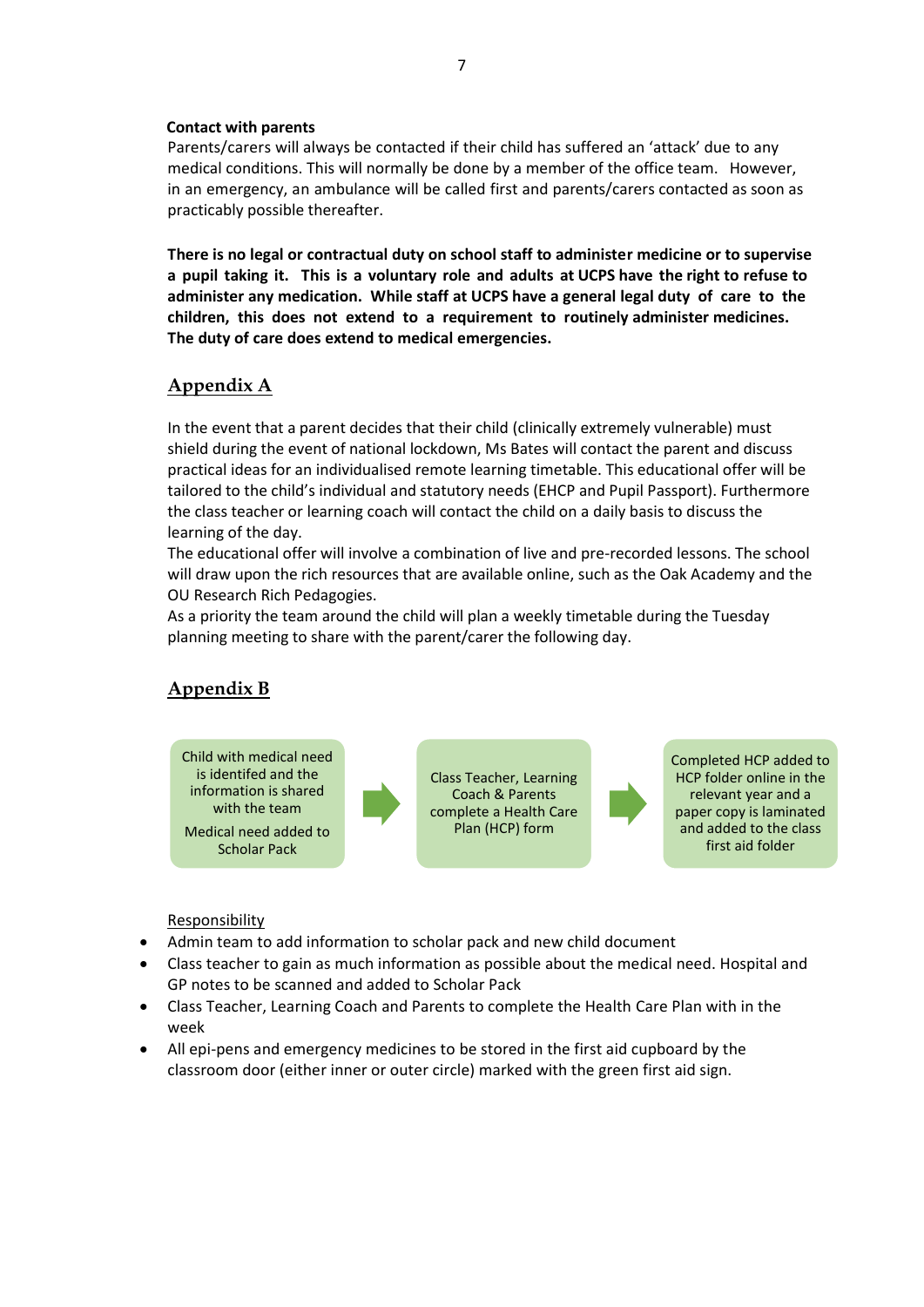**Contact with parents**

Parents/carers will always be contacted if their child has suffered an 'attack' due to any medical conditions. This will normally be done by a member of the office team. However, in an emergency, an ambulance will be called first and parents/carers contacted as soon as practicably possible thereafter.

**There is no legal or contractual duty on school staff to administer medicine or to supervise a pupil taking it. This is a voluntary role and adults at UCPS have the right to refuse to administer any medication. While staff at UCPS have a general legal duty of care to the children, this does not extend to a requirement to routinely administer medicines. The duty of care does extend to medical emergencies.**

## Appendix A

In the event that a parent decides that their child (clinically extremely vulnerable) must shield during the event of national lockdown, Ms Bates will contact the parent and discuss practical ideas for an individualised remote learning timetable. This educational offer will be tailored to the child's individual and statutory needs (EHCP and Pupil Passport). Furthermore the class teacher or learning coach will contact the child on a daily basis to discuss the learning of the day.

The educational offer will involve a combination of live and pre-recorded lessons. The school will draw upon the rich resources that are available online, such as the Oak Academy and the OU Research Rich Pedagogies.

As a priority the team around the child will plan a weekly timetable during the Tuesday planning meeting to share with the parent/carer the following day.

## Appendix B

Child with medical need is identifed and the information is shared with the team

Medical need added to Scholar Pack

→

Class Teacher, Learning Coach & Parents complete a Health Care Plan (HCP) form

→

Completed HCP added to HCP folder online in the relevant year and a paper copy is laminated and added to the class first aid folder

Responsibility

- Admin team to add information to scholar pack and new child document
- Class teacher to gain as much information as possible about the medical need. Hospital and GP notes to be scanned and added to Scholar Pack
- Class Teacher, Learning Coach and Parents to complete the Health Care Plan with in the week
- All epi-pens and emergency medicines to be stored in the first aid cupboard by the classroom door (either inner or outer circle) marked with the green first aid sign.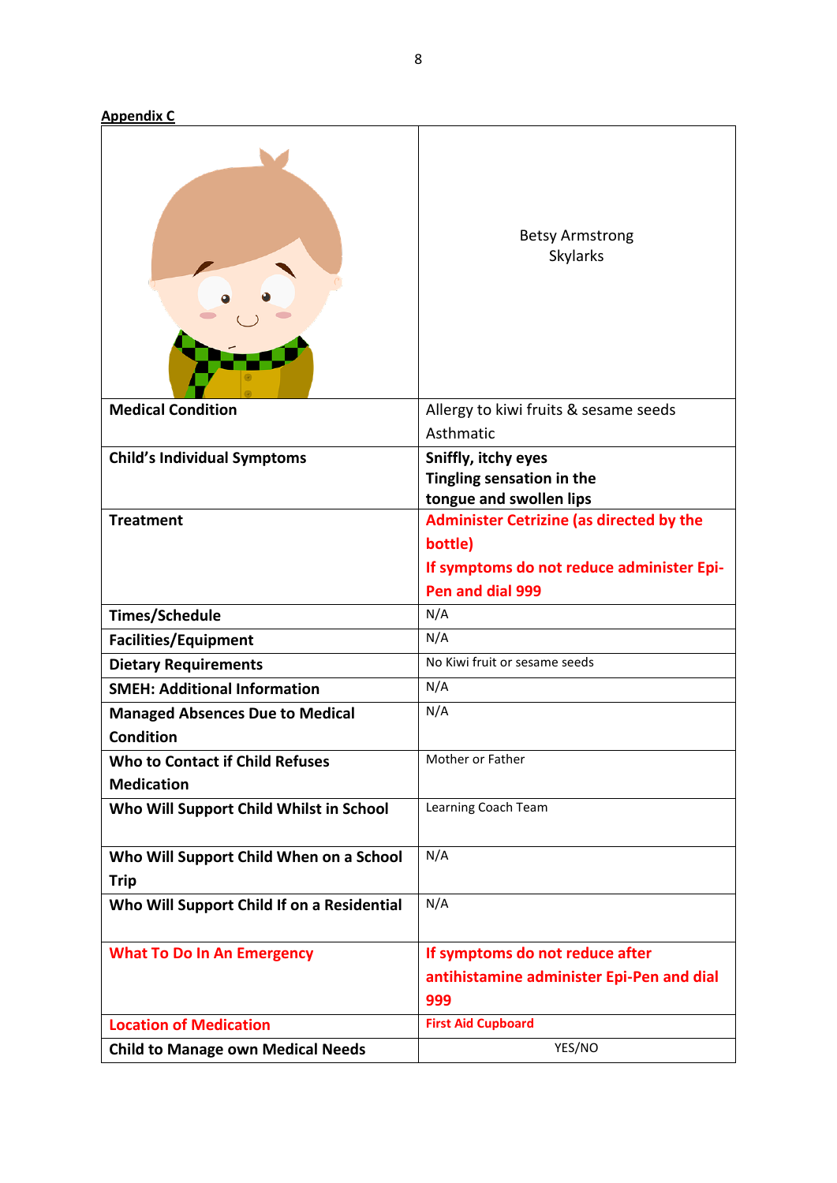**Appendix C**

| | |
|---|---|
| | Betsy Armstrong<br>Skylarks |
| **Medical Condition** | Allergy to kiwi fruits & sesame seeds<br>Asthmatic |
| **Child's Individual Symptoms** | **Sniffly, itchy eyes**<br>**Tingling sensation in the tongue and swollen lips** |
| **Treatment** | **Administer Cetrizine (as directed by the bottle)**<br>**If symptoms do not reduce administer Epi-Pen and dial 999** |
| **Times/Schedule** | N/A |
| **Facilities/Equipment** | N/A |
| **Dietary Requirements** | No Kiwi fruit or sesame seeds |
| **SMEH: Additional Information** | N/A |
| **Managed Absences Due to Medical Condition** | N/A |
| **Who to Contact if Child Refuses Medication** | Mother or Father |
| **Who Will Support Child Whilst in School** | Learning Coach Team |
| **Who Will Support Child When on a School Trip** | N/A |
| **Who Will Support Child If on a Residential** | N/A |
| **What To Do In An Emergency** | **If symptoms do not reduce after antihistamine administer Epi-Pen and dial 999** |
| **Location of Medication** | **First Aid Cupboard** |
| **Child to Manage own Medical Needs** | YES/NO |